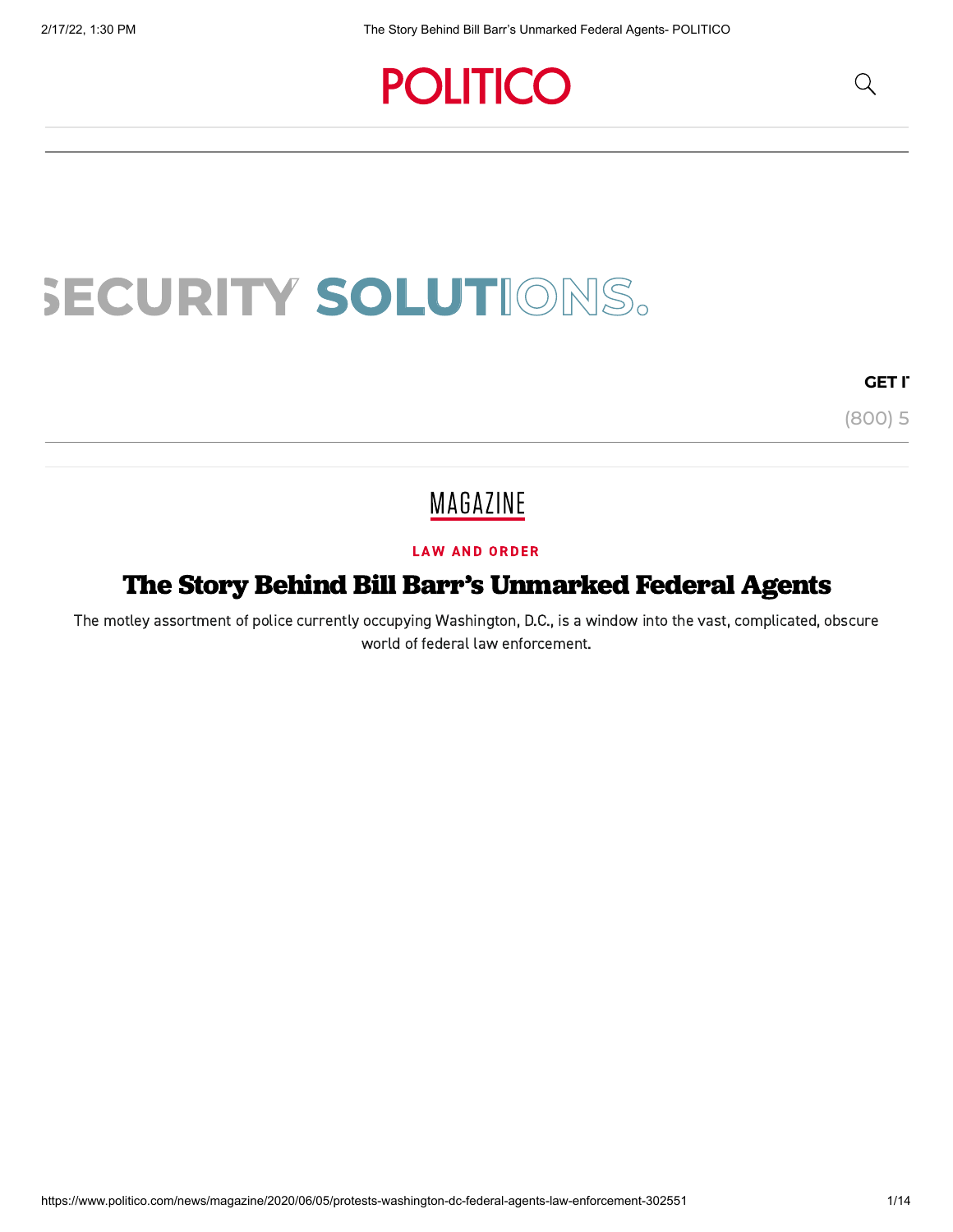MAGAZINE

LAW AND ORDER

# The Story Behind Bill Barr's Unmarked Federal Agents

The motley assortment of police currently occupying Washington, D.C., is a window into the vast, complicated, obscure world of federal law enforcement.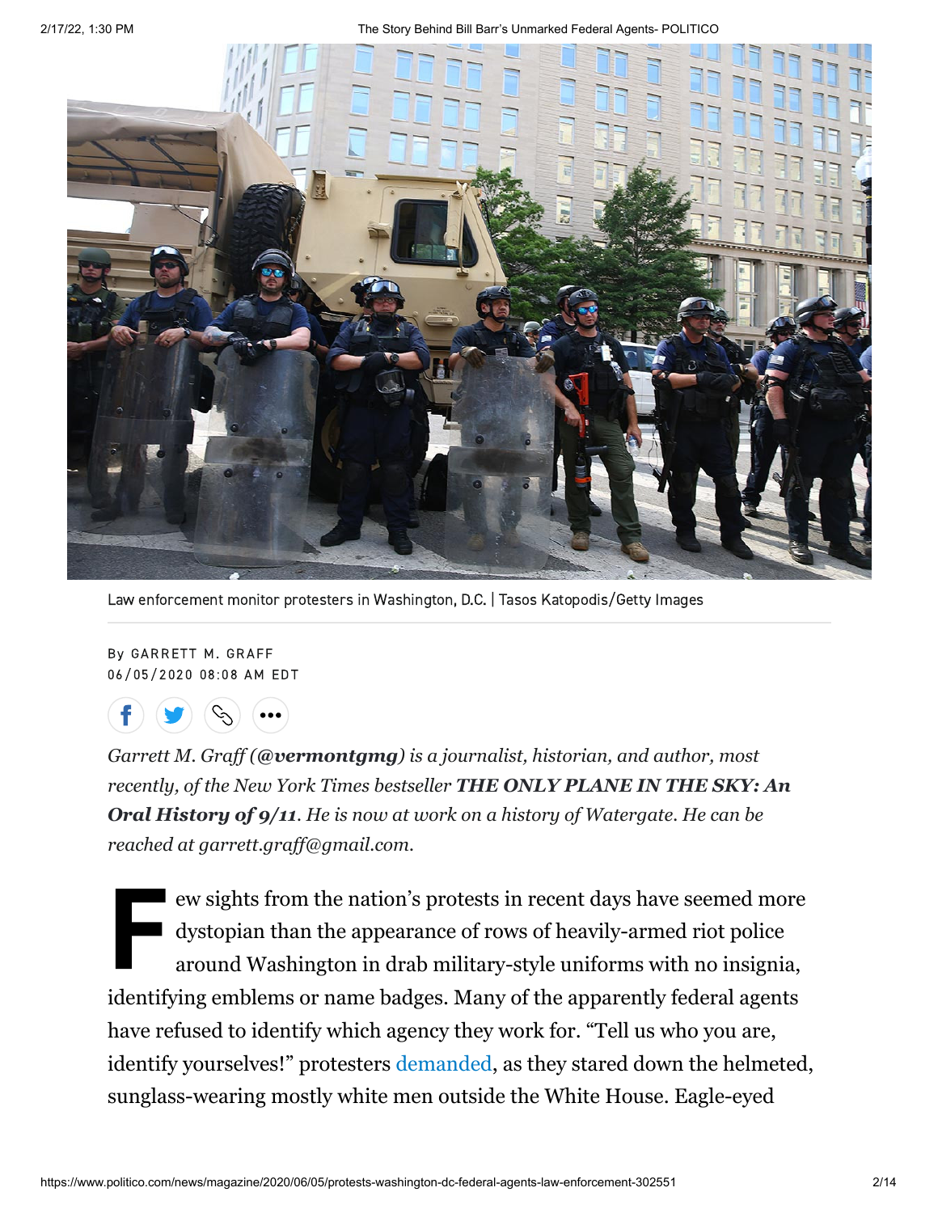Law enforcement monitor protesters in Washington, D.C. | Tasos Katopodis/Getty Images

By GARRETT M. GRAFF
06/05/2020 08:08 AM EDT

*Garrett M. Graff (**@vermontgmg**) is a journalist, historian, and author, most recently, of the New York Times bestseller **THE ONLY PLANE IN THE SKY: An Oral History of 9/11**. He is now at work on a history of Watergate. He can be reached at garrett.graff@gmail.com.*

Few sights from the nation's protests in recent days have seemed more dystopian than the appearance of rows of heavily-armed riot police around Washington in drab military-style uniforms with no insignia, identifying emblems or name badges. Many of the apparently federal agents have refused to identify which agency they work for. "Tell us who you are, identify yourselves!" protesters demanded, as they stared down the helmeted, sunglass-wearing mostly white men outside the White House. Eagle-eyed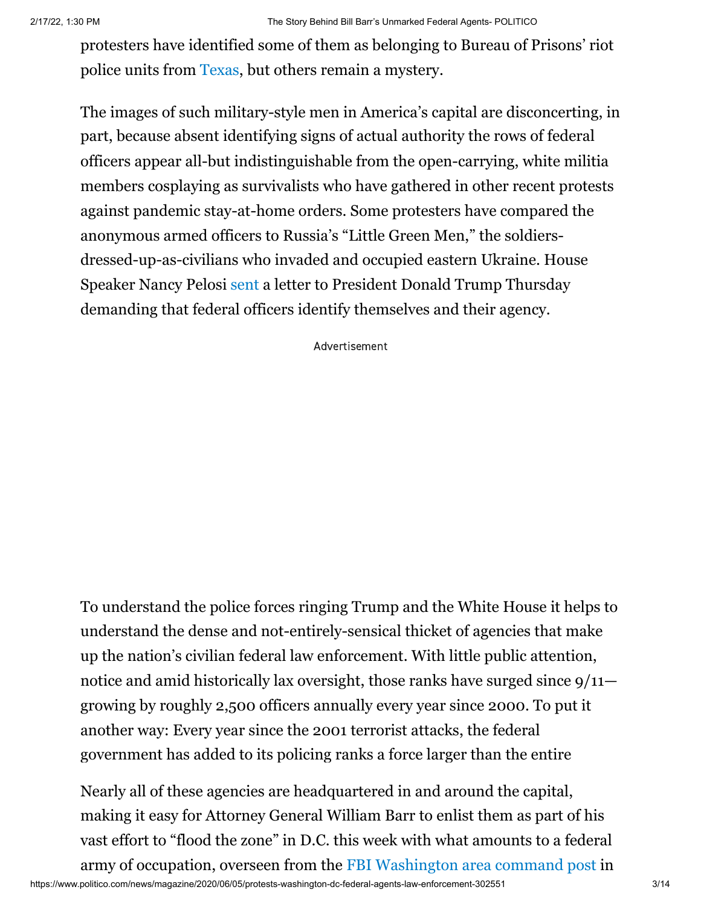protesters have identified some of them as belonging to Bureau of Prisons' riot police units from Texas, but others remain a mystery.

The images of such military-style men in America's capital are disconcerting, in part, because absent identifying signs of actual authority the rows of federal officers appear all-but indistinguishable from the open-carrying, white militia members cosplaying as survivalists who have gathered in other recent protests against pandemic stay-at-home orders. Some protesters have compared the anonymous armed officers to Russia's "Little Green Men," the soldiers-dressed-up-as-civilians who invaded and occupied eastern Ukraine. House Speaker Nancy Pelosi sent a letter to President Donald Trump Thursday demanding that federal officers identify themselves and their agency.

Advertisement

To understand the police forces ringing Trump and the White House it helps to understand the dense and not-entirely-sensical thicket of agencies that make up the nation's civilian federal law enforcement. With little public attention, notice and amid historically lax oversight, those ranks have surged since 9/11—growing by roughly 2,500 officers annually every year since 2000. To put it another way: Every year since the 2001 terrorist attacks, the federal government has added to its policing ranks a force larger than the entire

Nearly all of these agencies are headquartered in and around the capital, making it easy for Attorney General William Barr to enlist them as part of his vast effort to "flood the zone" in D.C. this week with what amounts to a federal army of occupation, overseen from the FBI Washington area command post in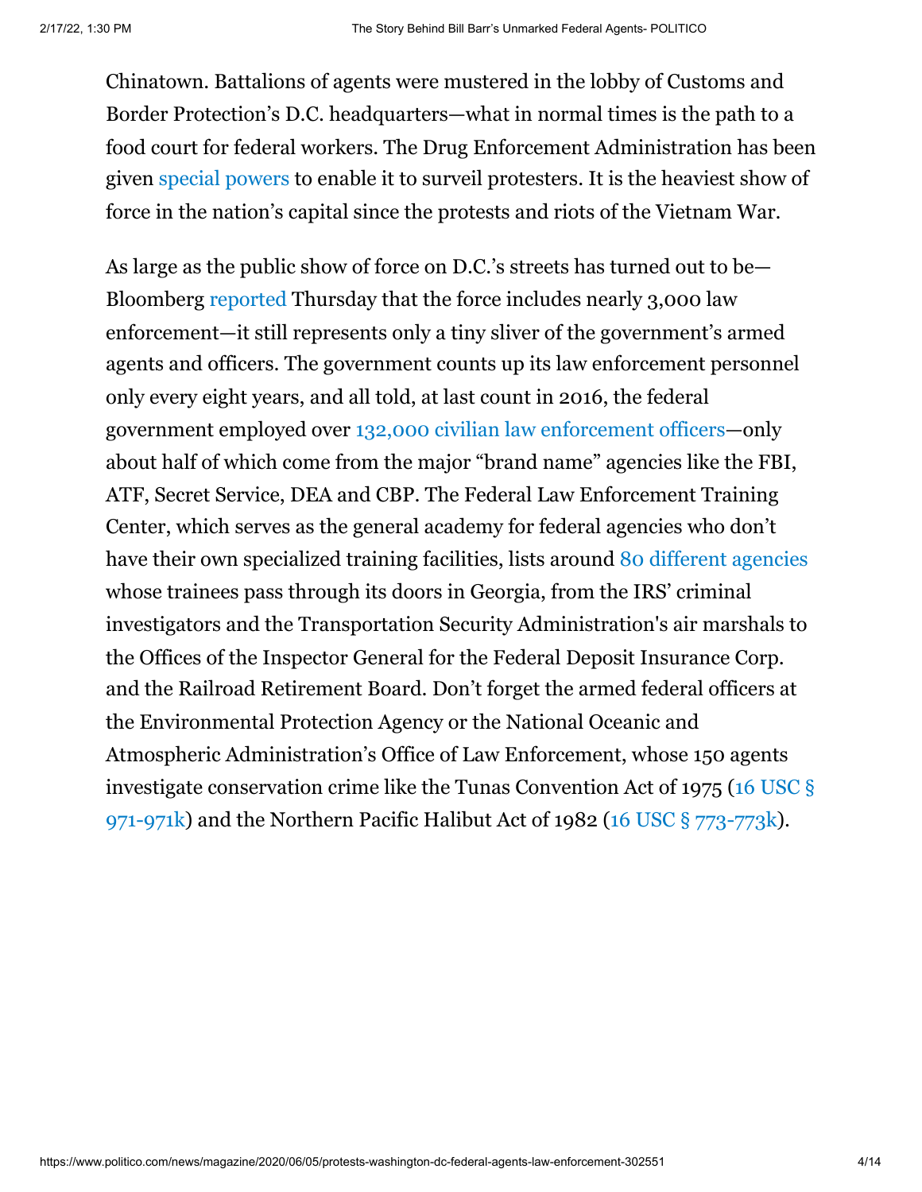Chinatown. Battalions of agents were mustered in the lobby of Customs and Border Protection's D.C. headquarters—what in normal times is the path to a food court for federal workers. The Drug Enforcement Administration has been given special powers to enable it to surveil protesters. It is the heaviest show of force in the nation's capital since the protests and riots of the Vietnam War.

As large as the public show of force on D.C.'s streets has turned out to be—Bloomberg reported Thursday that the force includes nearly 3,000 law enforcement—it still represents only a tiny sliver of the government's armed agents and officers. The government counts up its law enforcement personnel only every eight years, and all told, at last count in 2016, the federal government employed over 132,000 civilian law enforcement officers—only about half of which come from the major "brand name" agencies like the FBI, ATF, Secret Service, DEA and CBP. The Federal Law Enforcement Training Center, which serves as the general academy for federal agencies who don't have their own specialized training facilities, lists around 80 different agencies whose trainees pass through its doors in Georgia, from the IRS' criminal investigators and the Transportation Security Administration's air marshals to the Offices of the Inspector General for the Federal Deposit Insurance Corp. and the Railroad Retirement Board. Don't forget the armed federal officers at the Environmental Protection Agency or the National Oceanic and Atmospheric Administration's Office of Law Enforcement, whose 150 agents investigate conservation crime like the Tunas Convention Act of 1975 (16 USC § 971-971k) and the Northern Pacific Halibut Act of 1982 (16 USC § 773-773k).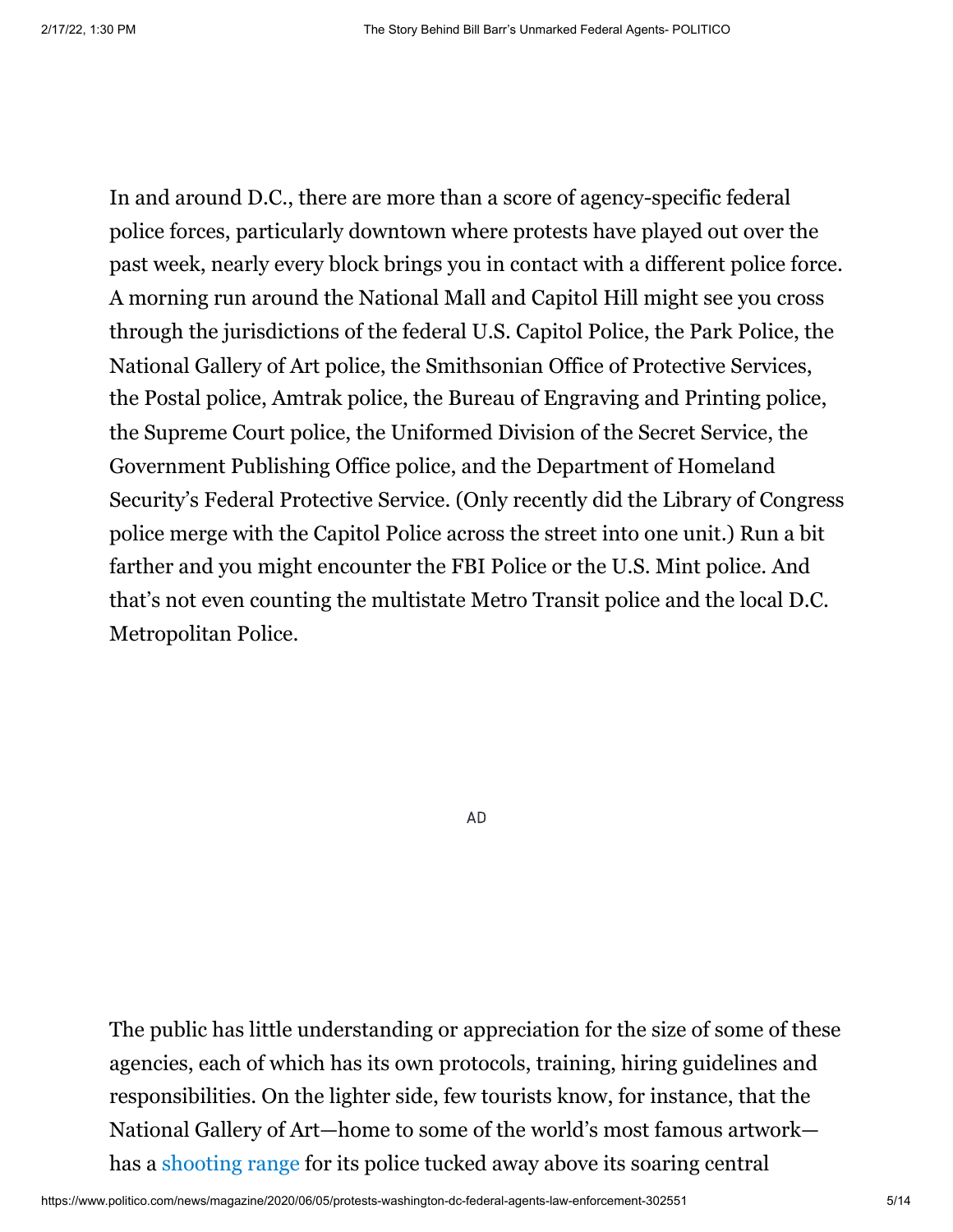In and around D.C., there are more than a score of agency-specific federal police forces, particularly downtown where protests have played out over the past week, nearly every block brings you in contact with a different police force. A morning run around the National Mall and Capitol Hill might see you cross through the jurisdictions of the federal U.S. Capitol Police, the Park Police, the National Gallery of Art police, the Smithsonian Office of Protective Services, the Postal police, Amtrak police, the Bureau of Engraving and Printing police, the Supreme Court police, the Uniformed Division of the Secret Service, the Government Publishing Office police, and the Department of Homeland Security's Federal Protective Service. (Only recently did the Library of Congress police merge with the Capitol Police across the street into one unit.) Run a bit farther and you might encounter the FBI Police or the U.S. Mint police. And that's not even counting the multistate Metro Transit police and the local D.C. Metropolitan Police.

AD

The public has little understanding or appreciation for the size of some of these agencies, each of which has its own protocols, training, hiring guidelines and responsibilities. On the lighter side, few tourists know, for instance, that the National Gallery of Art—home to some of the world's most famous artwork—has a shooting range for its police tucked away above its soaring central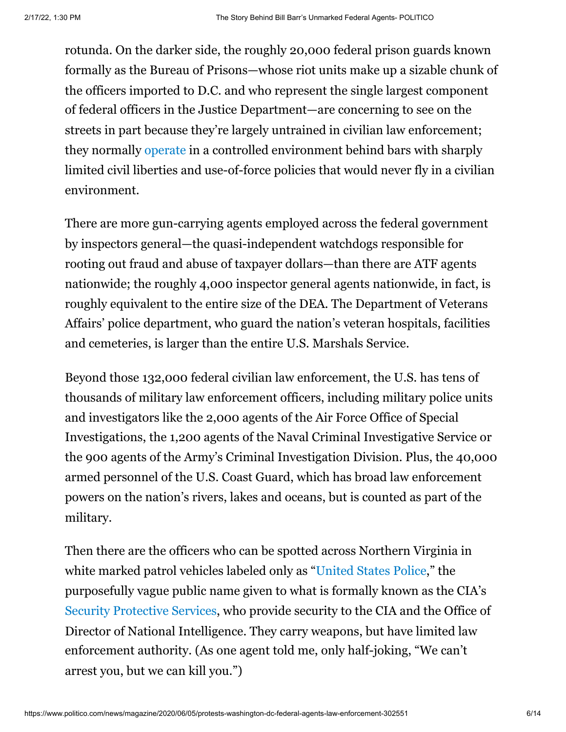rotunda. On the darker side, the roughly 20,000 federal prison guards known formally as the Bureau of Prisons—whose riot units make up a sizable chunk of the officers imported to D.C. and who represent the single largest component of federal officers in the Justice Department—are concerning to see on the streets in part because they're largely untrained in civilian law enforcement; they normally operate in a controlled environment behind bars with sharply limited civil liberties and use-of-force policies that would never fly in a civilian environment.

There are more gun-carrying agents employed across the federal government by inspectors general—the quasi-independent watchdogs responsible for rooting out fraud and abuse of taxpayer dollars—than there are ATF agents nationwide; the roughly 4,000 inspector general agents nationwide, in fact, is roughly equivalent to the entire size of the DEA. The Department of Veterans Affairs' police department, who guard the nation's veteran hospitals, facilities and cemeteries, is larger than the entire U.S. Marshals Service.

Beyond those 132,000 federal civilian law enforcement, the U.S. has tens of thousands of military law enforcement officers, including military police units and investigators like the 2,000 agents of the Air Force Office of Special Investigations, the 1,200 agents of the Naval Criminal Investigative Service or the 900 agents of the Army's Criminal Investigation Division. Plus, the 40,000 armed personnel of the U.S. Coast Guard, which has broad law enforcement powers on the nation's rivers, lakes and oceans, but is counted as part of the military.

Then there are the officers who can be spotted across Northern Virginia in white marked patrol vehicles labeled only as "United States Police," the purposefully vague public name given to what is formally known as the CIA's Security Protective Services, who provide security to the CIA and the Office of Director of National Intelligence. They carry weapons, but have limited law enforcement authority. (As one agent told me, only half-joking, "We can't arrest you, but we can kill you.")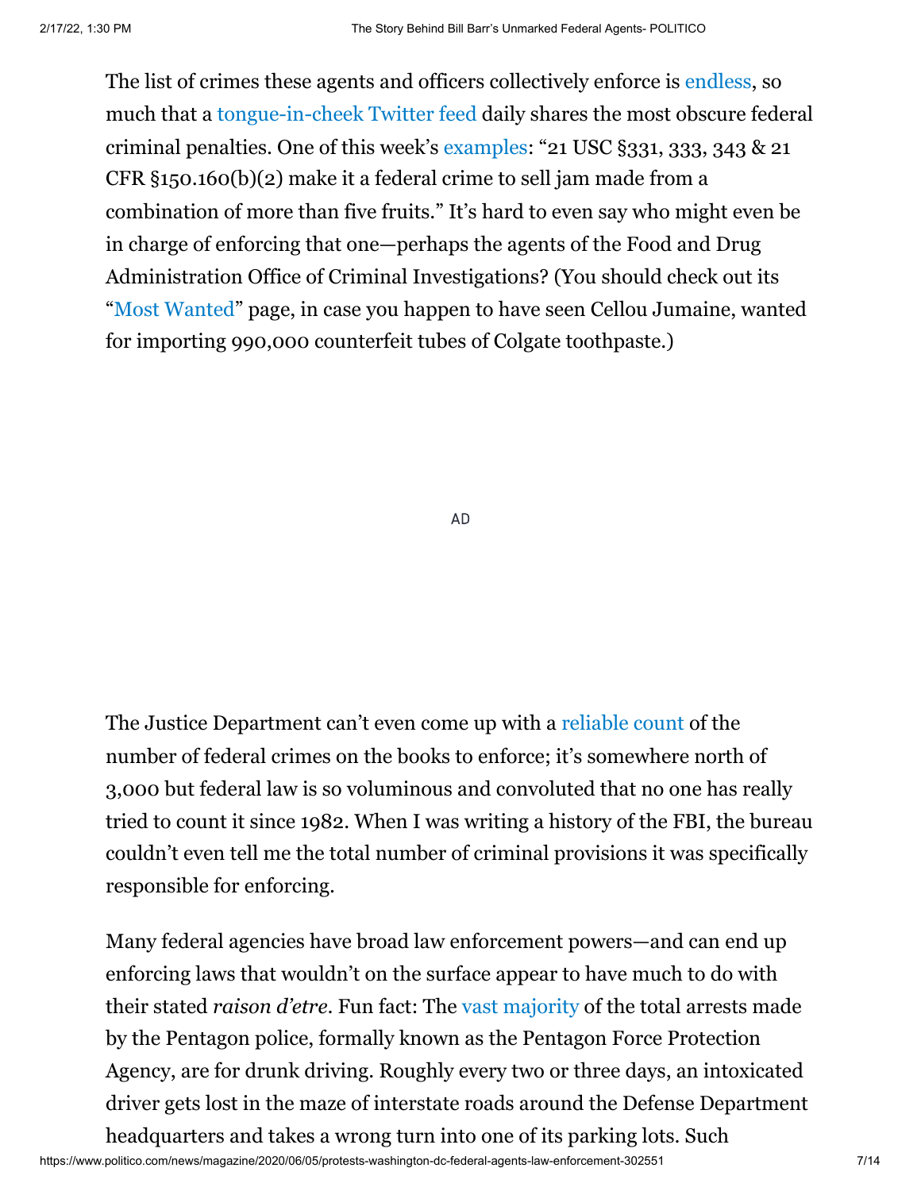The list of crimes these agents and officers collectively enforce is endless, so much that a tongue-in-cheek Twitter feed daily shares the most obscure federal criminal penalties. One of this week's examples: "21 USC §331, 333, 343 & 21 CFR §150.160(b)(2) make it a federal crime to sell jam made from a combination of more than five fruits." It's hard to even say who might even be in charge of enforcing that one—perhaps the agents of the Food and Drug Administration Office of Criminal Investigations? (You should check out its "Most Wanted" page, in case you happen to have seen Cellou Jumaine, wanted for importing 990,000 counterfeit tubes of Colgate toothpaste.)

The Justice Department can't even come up with a reliable count of the number of federal crimes on the books to enforce; it's somewhere north of 3,000 but federal law is so voluminous and convoluted that no one has really tried to count it since 1982. When I was writing a history of the FBI, the bureau couldn't even tell me the total number of criminal provisions it was specifically responsible for enforcing.

Many federal agencies have broad law enforcement powers—and can end up enforcing laws that wouldn't on the surface appear to have much to do with their stated *raison d'etre*. Fun fact: The vast majority of the total arrests made by the Pentagon police, formally known as the Pentagon Force Protection Agency, are for drunk driving. Roughly every two or three days, an intoxicated driver gets lost in the maze of interstate roads around the Defense Department headquarters and takes a wrong turn into one of its parking lots. Such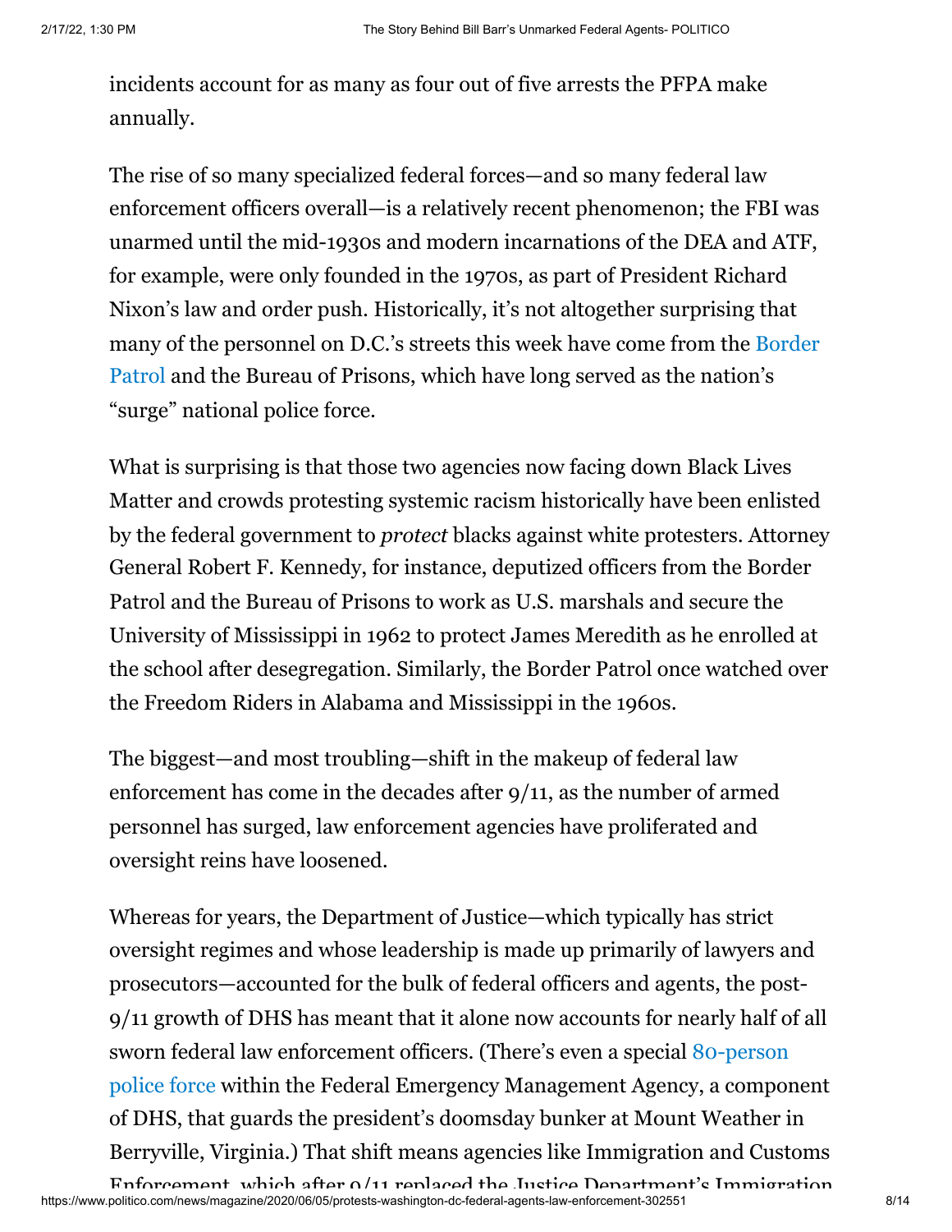incidents account for as many as four out of five arrests the PFPA make annually.

The rise of so many specialized federal forces—and so many federal law enforcement officers overall—is a relatively recent phenomenon; the FBI was unarmed until the mid-1930s and modern incarnations of the DEA and ATF, for example, were only founded in the 1970s, as part of President Richard Nixon's law and order push. Historically, it's not altogether surprising that many of the personnel on D.C.'s streets this week have come from the Border Patrol and the Bureau of Prisons, which have long served as the nation's "surge" national police force.

What is surprising is that those two agencies now facing down Black Lives Matter and crowds protesting systemic racism historically have been enlisted by the federal government to *protect* blacks against white protesters. Attorney General Robert F. Kennedy, for instance, deputized officers from the Border Patrol and the Bureau of Prisons to work as U.S. marshals and secure the University of Mississippi in 1962 to protect James Meredith as he enrolled at the school after desegregation. Similarly, the Border Patrol once watched over the Freedom Riders in Alabama and Mississippi in the 1960s.

The biggest—and most troubling—shift in the makeup of federal law enforcement has come in the decades after 9/11, as the number of armed personnel has surged, law enforcement agencies have proliferated and oversight reins have loosened.

Whereas for years, the Department of Justice—which typically has strict oversight regimes and whose leadership is made up primarily of lawyers and prosecutors—accounted for the bulk of federal officers and agents, the post-9/11 growth of DHS has meant that it alone now accounts for nearly half of all sworn federal law enforcement officers. (There's even a special 80-person police force within the Federal Emergency Management Agency, a component of DHS, that guards the president's doomsday bunker at Mount Weather in Berryville, Virginia.) That shift means agencies like Immigration and Customs Enforcement, which after 9/11 replaced the Justice Department's Immigration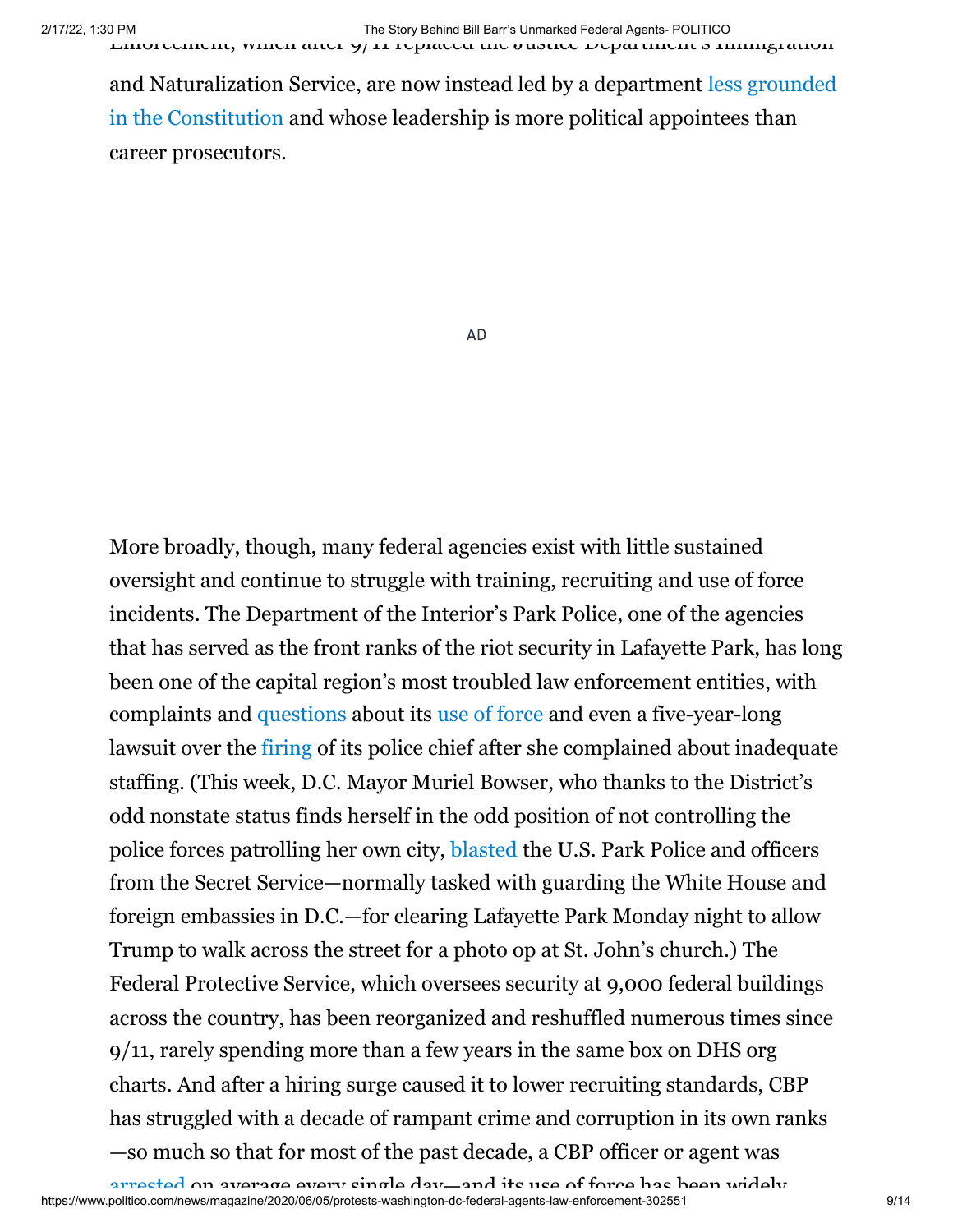Enforcement, which after 9/11 replaced the Justice Department's Immigration and Naturalization Service, are now instead led by a department less grounded in the Constitution and whose leadership is more political appointees than career prosecutors.

More broadly, though, many federal agencies exist with little sustained oversight and continue to struggle with training, recruiting and use of force incidents. The Department of the Interior's Park Police, one of the agencies that has served as the front ranks of the riot security in Lafayette Park, has long been one of the capital region's most troubled law enforcement entities, with complaints and questions about its use of force and even a five-year-long lawsuit over the firing of its police chief after she complained about inadequate staffing. (This week, D.C. Mayor Muriel Bowser, who thanks to the District's odd nonstate status finds herself in the odd position of not controlling the police forces patrolling her own city, blasted the U.S. Park Police and officers from the Secret Service—normally tasked with guarding the White House and foreign embassies in D.C.—for clearing Lafayette Park Monday night to allow Trump to walk across the street for a photo op at St. John's church.) The Federal Protective Service, which oversees security at 9,000 federal buildings across the country, has been reorganized and reshuffled numerous times since 9/11, rarely spending more than a few years in the same box on DHS org charts. And after a hiring surge caused it to lower recruiting standards, CBP has struggled with a decade of rampant crime and corruption in its own ranks—so much so that for most of the past decade, a CBP officer or agent was arrested on average every single day—and its use of force has been widely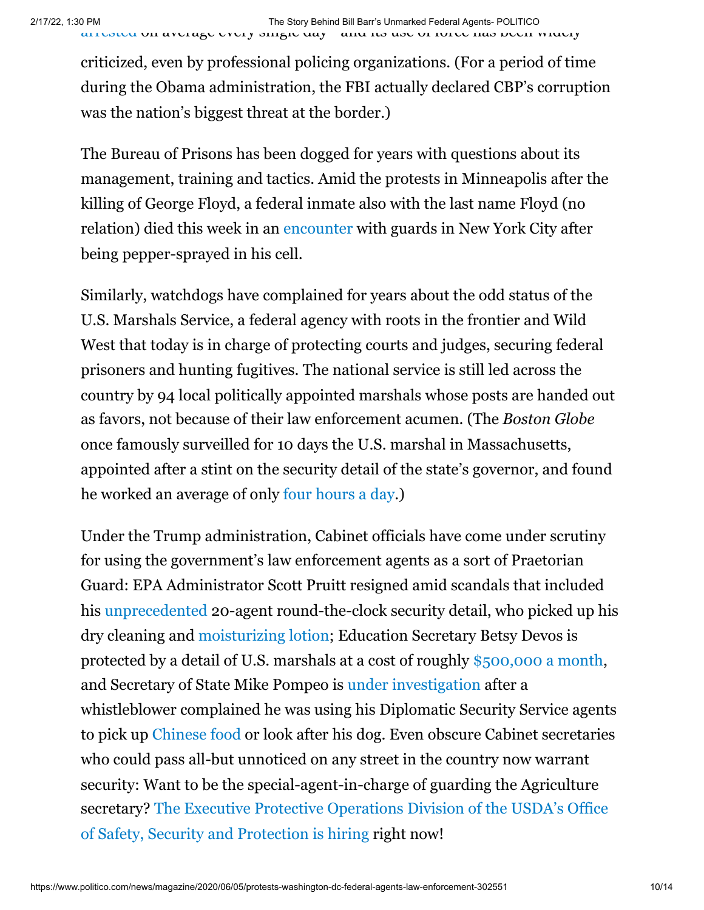arrested on average every single day—and its use of force has been widely criticized, even by professional policing organizations. (For a period of time during the Obama administration, the FBI actually declared CBP's corruption was the nation's biggest threat at the border.)

The Bureau of Prisons has been dogged for years with questions about its management, training and tactics. Amid the protests in Minneapolis after the killing of George Floyd, a federal inmate also with the last name Floyd (no relation) died this week in an encounter with guards in New York City after being pepper-sprayed in his cell.

Similarly, watchdogs have complained for years about the odd status of the U.S. Marshals Service, a federal agency with roots in the frontier and Wild West that today is in charge of protecting courts and judges, securing federal prisoners and hunting fugitives. The national service is still led across the country by 94 local politically appointed marshals whose posts are handed out as favors, not because of their law enforcement acumen. (The *Boston Globe* once famously surveilled for 10 days the U.S. marshal in Massachusetts, appointed after a stint on the security detail of the state's governor, and found he worked an average of only four hours a day.)

Under the Trump administration, Cabinet officials have come under scrutiny for using the government's law enforcement agents as a sort of Praetorian Guard: EPA Administrator Scott Pruitt resigned amid scandals that included his unprecedented 20-agent round-the-clock security detail, who picked up his dry cleaning and moisturizing lotion; Education Secretary Betsy Devos is protected by a detail of U.S. marshals at a cost of roughly $500,000 a month, and Secretary of State Mike Pompeo is under investigation after a whistleblower complained he was using his Diplomatic Security Service agents to pick up Chinese food or look after his dog. Even obscure Cabinet secretaries who could pass all-but unnoticed on any street in the country now warrant security: Want to be the special-agent-in-charge of guarding the Agriculture secretary? The Executive Protective Operations Division of the USDA's Office of Safety, Security and Protection is hiring right now!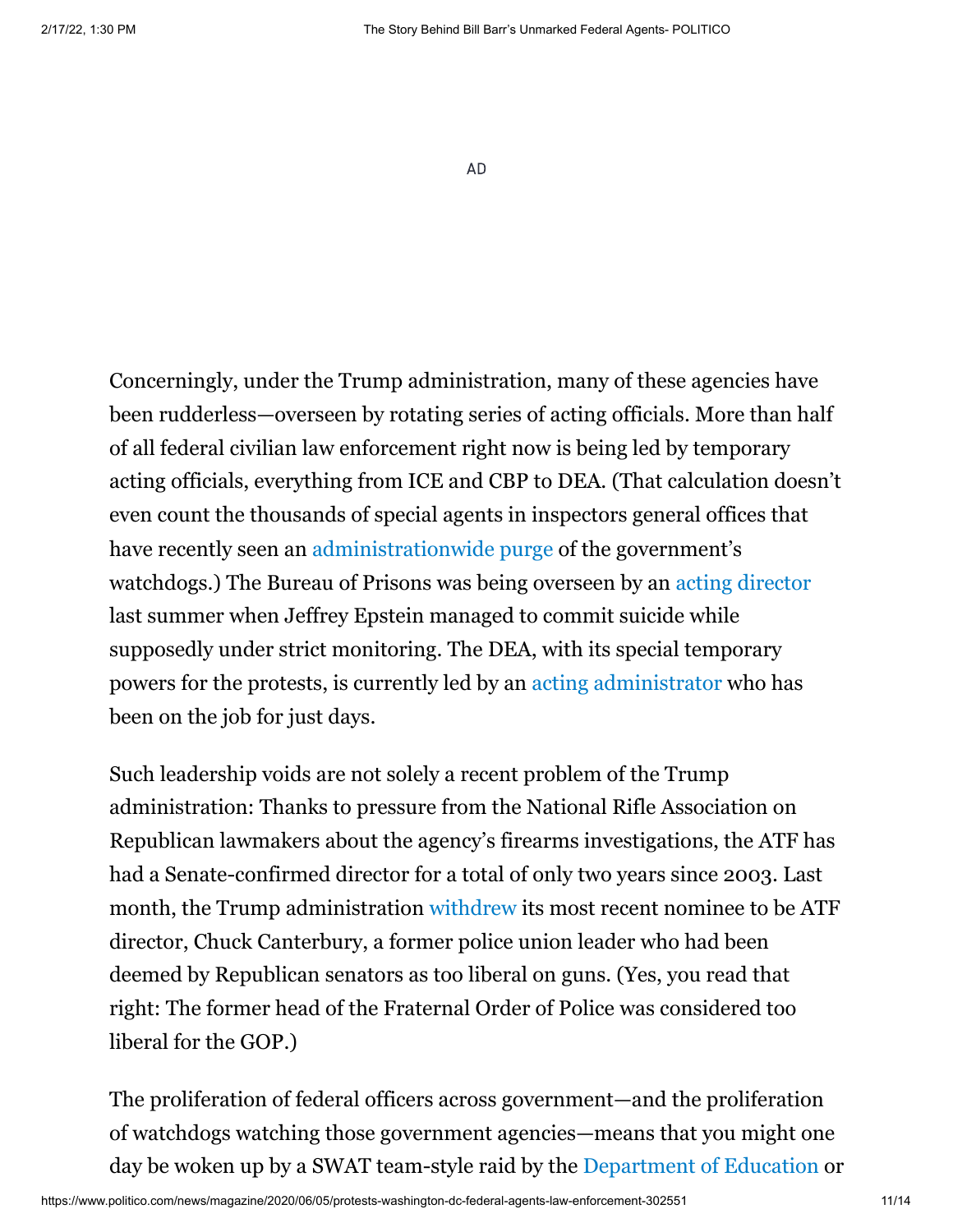Concerningly, under the Trump administration, many of these agencies have been rudderless—overseen by rotating series of acting officials. More than half of all federal civilian law enforcement right now is being led by temporary acting officials, everything from ICE and CBP to DEA. (That calculation doesn't even count the thousands of special agents in inspectors general offices that have recently seen an administrationwide purge of the government's watchdogs.) The Bureau of Prisons was being overseen by an acting director last summer when Jeffrey Epstein managed to commit suicide while supposedly under strict monitoring. The DEA, with its special temporary powers for the protests, is currently led by an acting administrator who has been on the job for just days.

Such leadership voids are not solely a recent problem of the Trump administration: Thanks to pressure from the National Rifle Association on Republican lawmakers about the agency's firearms investigations, the ATF has had a Senate-confirmed director for a total of only two years since 2003. Last month, the Trump administration withdrew its most recent nominee to be ATF director, Chuck Canterbury, a former police union leader who had been deemed by Republican senators as too liberal on guns. (Yes, you read that right: The former head of the Fraternal Order of Police was considered too liberal for the GOP.)

The proliferation of federal officers across government—and the proliferation of watchdogs watching those government agencies—means that you might one day be woken up by a SWAT team-style raid by the Department of Education or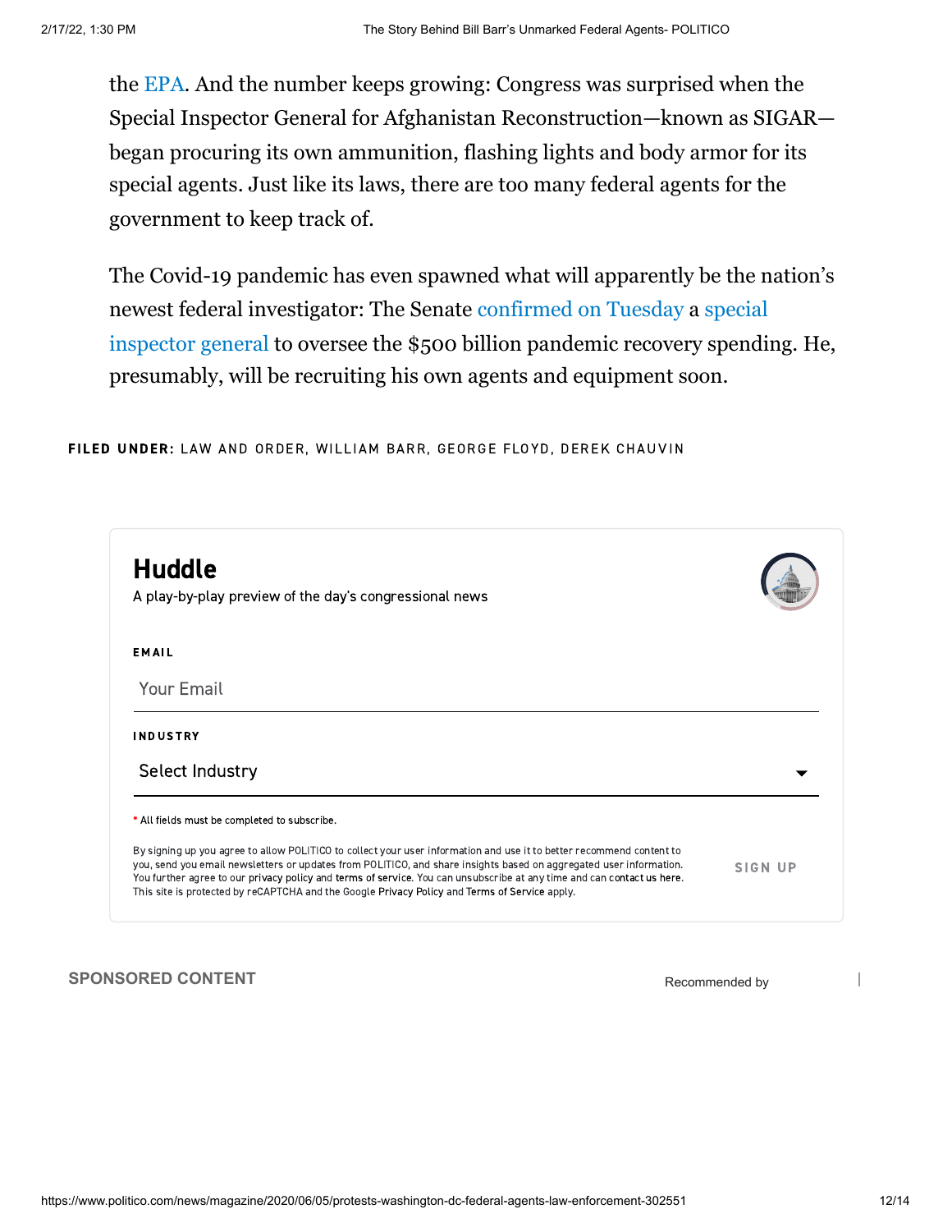the EPA. And the number keeps growing: Congress was surprised when the Special Inspector General for Afghanistan Reconstruction—known as SIGAR—began procuring its own ammunition, flashing lights and body armor for its special agents. Just like its laws, there are too many federal agents for the government to keep track of.

The Covid-19 pandemic has even spawned what will apparently be the nation's newest federal investigator: The Senate confirmed on Tuesday a special inspector general to oversee the $500 billion pandemic recovery spending. He, presumably, will be recruiting his own agents and equipment soon.

**FILED UNDER:** LAW AND ORDER, WILLIAM BARR, GEORGE FLOYD, DEREK CHAUVIN

## Huddle

A play-by-play preview of the day's congressional news

**EMAIL**

Your Email

**INDUSTRY**

Select Industry

* All fields must be completed to subscribe.

By signing up you agree to allow POLITICO to collect your user information and use it to better recommend content to you, send you email newsletters or updates from POLITICO, and share insights based on aggregated user information. You further agree to our privacy policy and terms of service. You can unsubscribe at any time and can contact us here. This site is protected by reCAPTCHA and the Google Privacy Policy and Terms of Service apply.

SIGN UP

**SPONSORED CONTENT**

Recommended by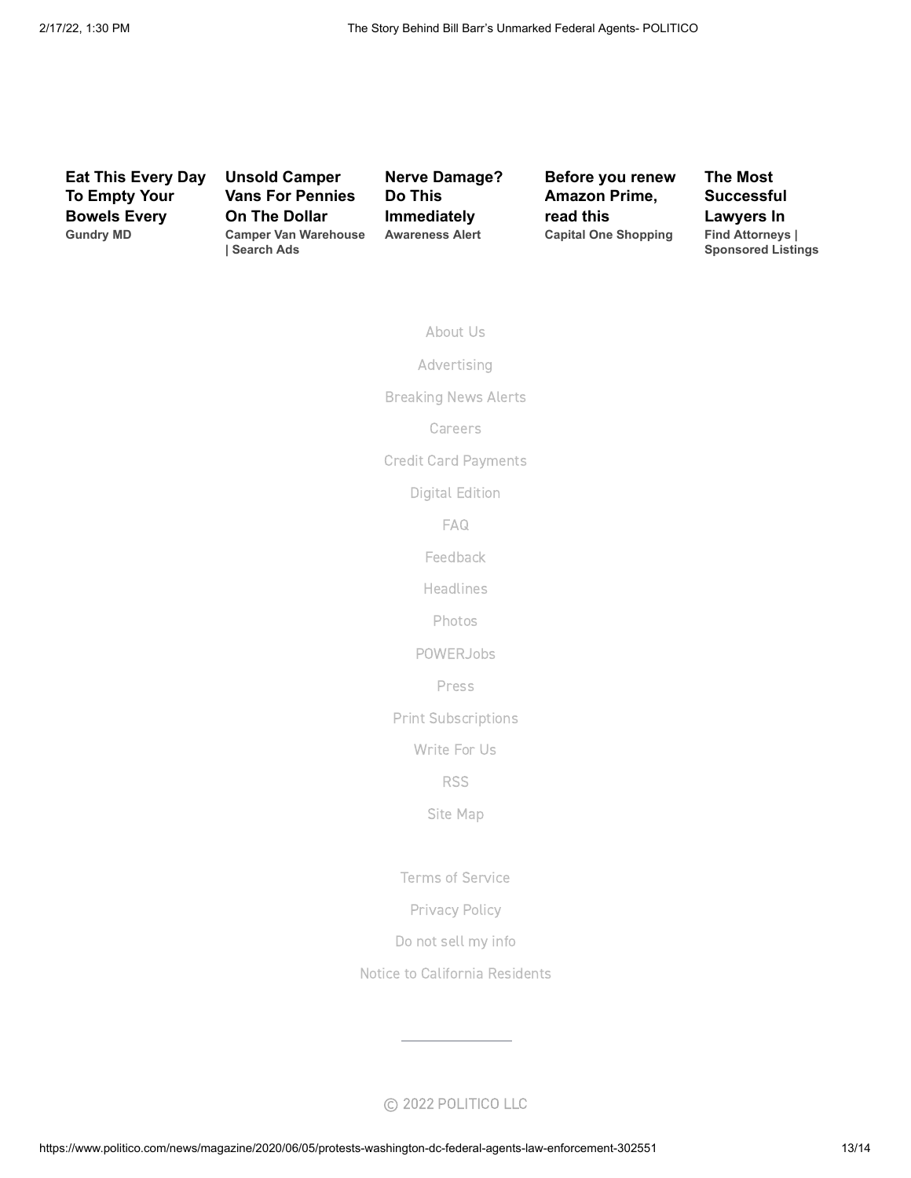**Eat This Every Day To Empty Your Bowels Every**
Gundry MD

**Unsold Camper Vans For Pennies On The Dollar**
Camper Van Warehouse | Search Ads

**Nerve Damage? Do This Immediately**
Awareness Alert

**Before you renew Amazon Prime, read this**
Capital One Shopping

**The Most Successful Lawyers In**
Find Attorneys | Sponsored Listings

About Us

Advertising

Breaking News Alerts

Careers

Credit Card Payments

Digital Edition

FAQ

Feedback

Headlines

Photos

POWERJobs

Press

Print Subscriptions

Write For Us

RSS

Site Map

Terms of Service

Privacy Policy

Do not sell my info

Notice to California Residents

© 2022 POLITICO LLC